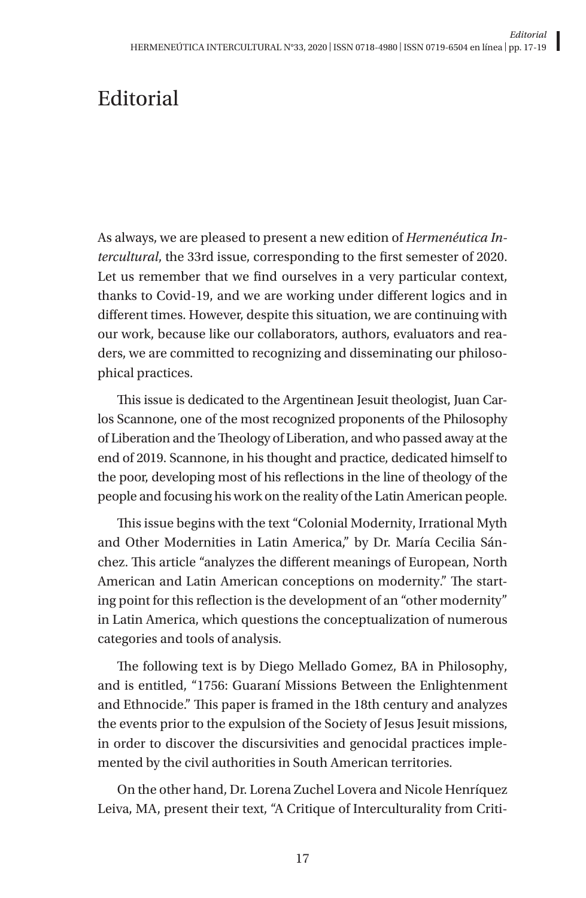# Editorial

As always, we are pleased to present a new edition of *Hermenéutica Intercultural*, the 33rd issue, corresponding to the first semester of 2020. Let us remember that we find ourselves in a very particular context, thanks to Covid-19, and we are working under different logics and in different times. However, despite this situation, we are continuing with our work, because like our collaborators, authors, evaluators and readers, we are committed to recognizing and disseminating our philosophical practices.

This issue is dedicated to the Argentinean Jesuit theologist, Juan Carlos Scannone, one of the most recognized proponents of the Philosophy of Liberation and the Theology of Liberation, and who passed away at the end of 2019. Scannone, in his thought and practice, dedicated himself to the poor, developing most of his reflections in the line of theology of the people and focusing his work on the reality of the Latin American people.

This issue begins with the text "Colonial Modernity, Irrational Myth and Other Modernities in Latin America," by Dr. María Cecilia Sánchez. This article "analyzes the different meanings of European, North American and Latin American conceptions on modernity." The starting point for this reflection is the development of an "other modernity" in Latin America, which questions the conceptualization of numerous categories and tools of analysis.

The following text is by Diego Mellado Gomez, BA in Philosophy, and is entitled, "1756: Guaraní Missions Between the Enlightenment and Ethnocide." This paper is framed in the 18th century and analyzes the events prior to the expulsion of the Society of Jesus Jesuit missions, in order to discover the discursivities and genocidal practices implemented by the civil authorities in South American territories.

On the other hand, Dr. Lorena Zuchel Lovera and Nicole Henríquez Leiva, MA, present their text, "A Critique of Interculturality from Criti-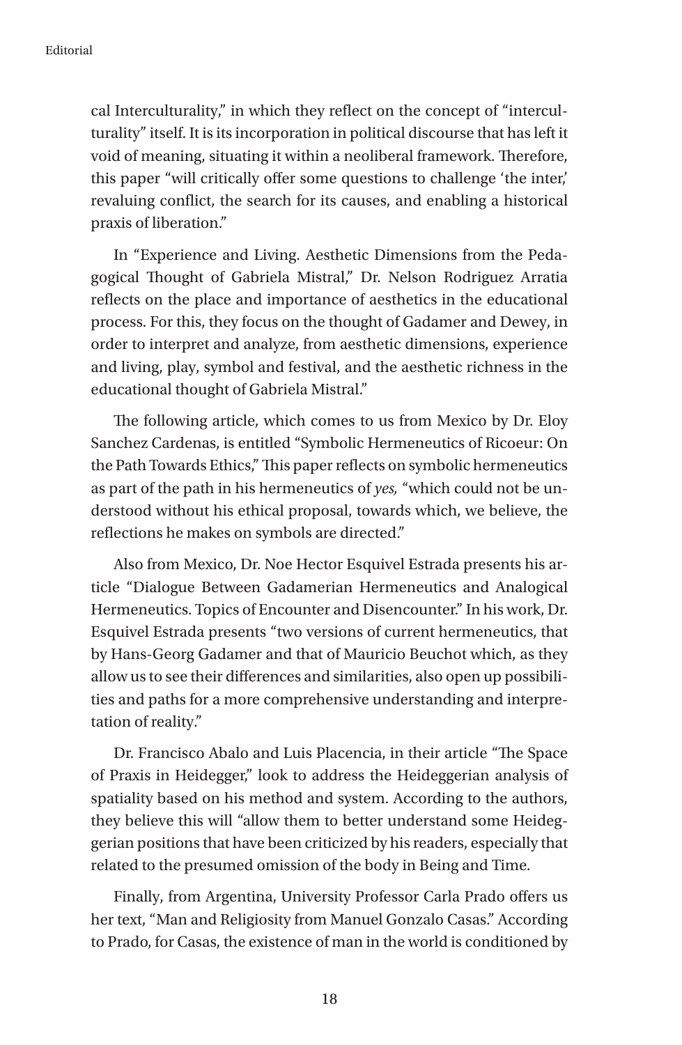cal Interculturality," in which they reflect on the concept of "interculturality" itself. It is its incorporation in political discourse that has left it void of meaning, situating it within a neoliberal framework. Therefore, this paper "will critically offer some questions to challenge 'the inter,' revaluing conflict, the search for its causes, and enabling a historical praxis of liberation."

In "Experience and Living. Aesthetic Dimensions from the Pedagogical Thought of Gabriela Mistral," Dr. Nelson Rodriguez Arratia reflects on the place and importance of aesthetics in the educational process. For this, they focus on the thought of Gadamer and Dewey, in order to interpret and analyze, from aesthetic dimensions, experience and living, play, symbol and festival, and the aesthetic richness in the educational thought of Gabriela Mistral."

The following article, which comes to us from Mexico by Dr. Eloy Sanchez Cardenas, is entitled "Symbolic Hermeneutics of Ricoeur: On the Path Towards Ethics," This paper reflects on symbolic hermeneutics as part of the path in his hermeneutics of *yes,* "which could not be understood without his ethical proposal, towards which, we believe, the reflections he makes on symbols are directed."

Also from Mexico, Dr. Noe Hector Esquivel Estrada presents his article "Dialogue Between Gadamerian Hermeneutics and Analogical Hermeneutics. Topics of Encounter and Disencounter." In his work, Dr. Esquivel Estrada presents "two versions of current hermeneutics, that by Hans-Georg Gadamer and that of Mauricio Beuchot which, as they allow us to see their differences and similarities, also open up possibilities and paths for a more comprehensive understanding and interpretation of reality."

Dr. Francisco Abalo and Luis Placencia, in their article "The Space of Praxis in Heidegger," look to address the Heideggerian analysis of spatiality based on his method and system. According to the authors, they believe this will "allow them to better understand some Heideggerian positions that have been criticized by his readers, especially that related to the presumed omission of the body in Being and Time.

Finally, from Argentina, University Professor Carla Prado offers us her text, "Man and Religiosity from Manuel Gonzalo Casas." According to Prado, for Casas, the existence of man in the world is conditioned by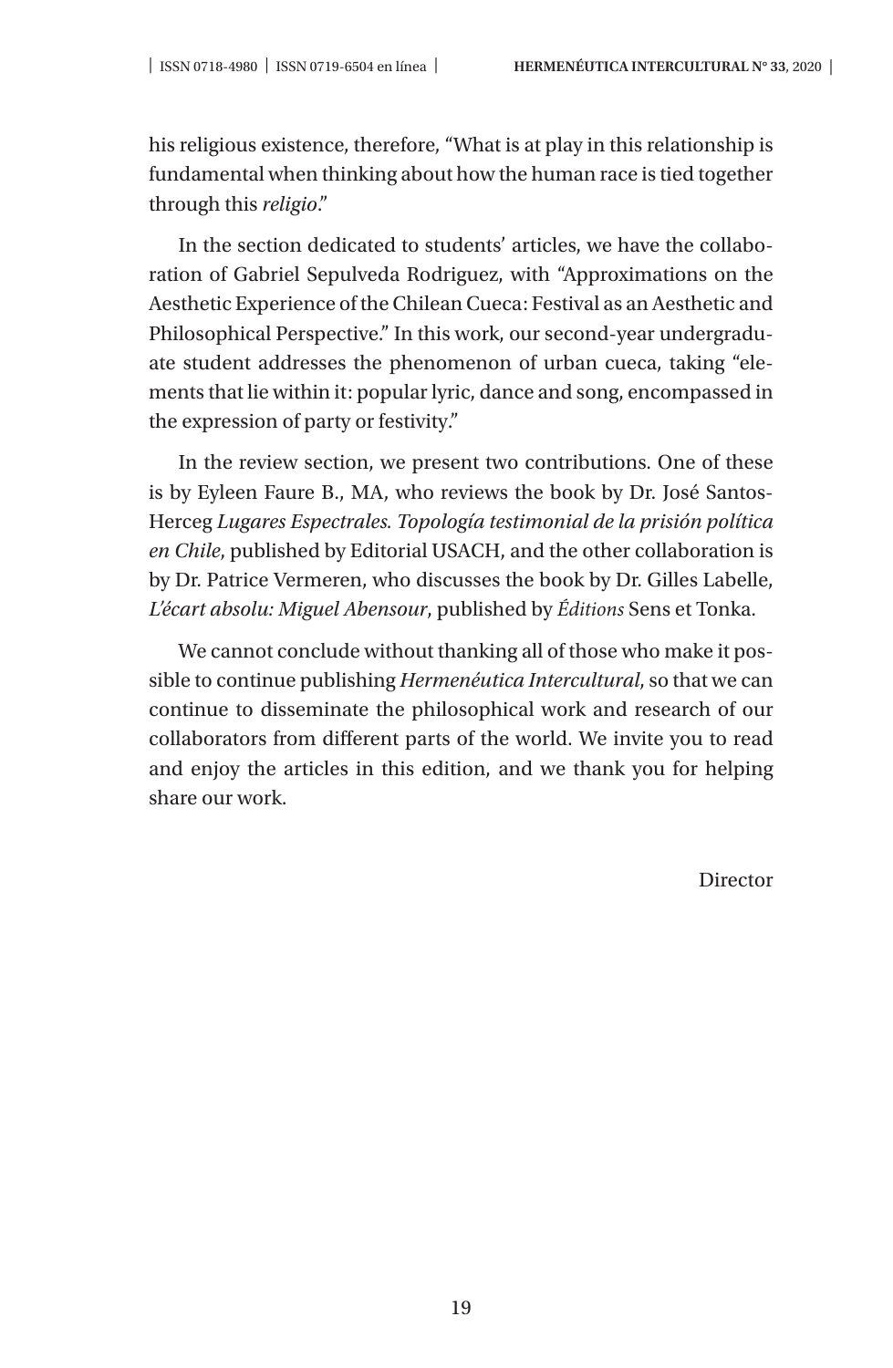his religious existence, therefore, "What is at play in this relationship is fundamental when thinking about how the human race is tied together through this *religio*."

In the section dedicated to students' articles, we have the collaboration of Gabriel Sepulveda Rodriguez, with "Approximations on the Aesthetic Experience of the Chilean Cueca: Festival as an Aesthetic and Philosophical Perspective." In this work, our second-year undergraduate student addresses the phenomenon of urban cueca, taking "elements that lie within it: popular lyric, dance and song, encompassed in the expression of party or festivity."

In the review section, we present two contributions. One of these is by Eyleen Faure B., MA, who reviews the book by Dr. José Santos-Herceg *Lugares Espectrales. Topología testimonial de la prisión política en Chile*, published by Editorial USACH, and the other collaboration is by Dr. Patrice Vermeren, who discusses the book by Dr. Gilles Labelle, *L'écart absolu: Miguel Abensour*, published by *Éditions* Sens et Tonka.

We cannot conclude without thanking all of those who make it possible to continue publishing *Hermenéutica Intercultural*, so that we can continue to disseminate the philosophical work and research of our collaborators from different parts of the world. We invite you to read and enjoy the articles in this edition, and we thank you for helping share our work.

Director